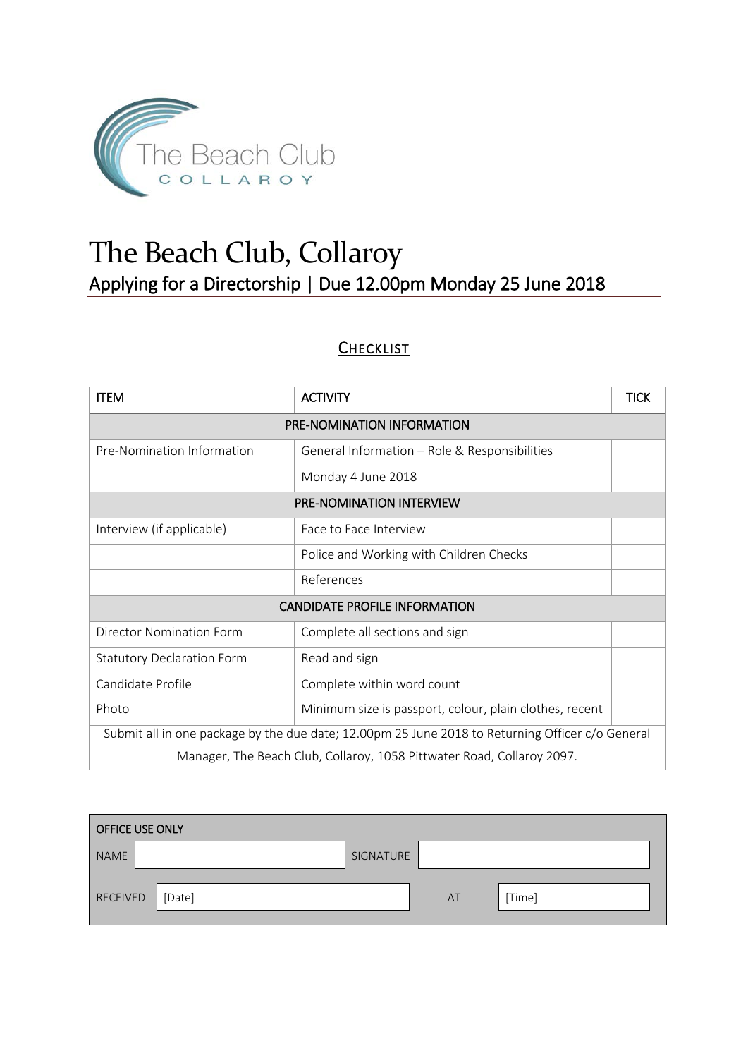# The Beach Club, Collaroy

## Applying for a Directorship | Due 12.00pm Monday 25 June 2018

### CHECKLIST

| ITEM | ACTIVITY | TICK |
|---|---|---|
| PRE-NOMINATION INFORMATION | | |
| Pre-Nomination Information | General Information – Role & Responsibilities | |
| | Monday 4 June 2018 | |
| PRE-NOMINATION INTERVIEW | | |
| Interview (if applicable) | Face to Face Interview | |
| | Police and Working with Children Checks | |
| | References | |
| CANDIDATE PROFILE INFORMATION | | |
| Director Nomination Form | Complete all sections and sign | |
| Statutory Declaration Form | Read and sign | |
| Candidate Profile | Complete within word count | |
| Photo | Minimum size is passport, colour, plain clothes, recent | |
| Submit all in one package by the due date; 12.00pm 25 June 2018 to Returning Officer c/o General Manager, The Beach Club, Collaroy, 1058 Pittwater Road, Collaroy 2097. | | |

| OFFICE USE ONLY | | | |
|---|---|---|---|
| NAME | | SIGNATURE | |
| RECEIVED | [Date] | AT | [Time] |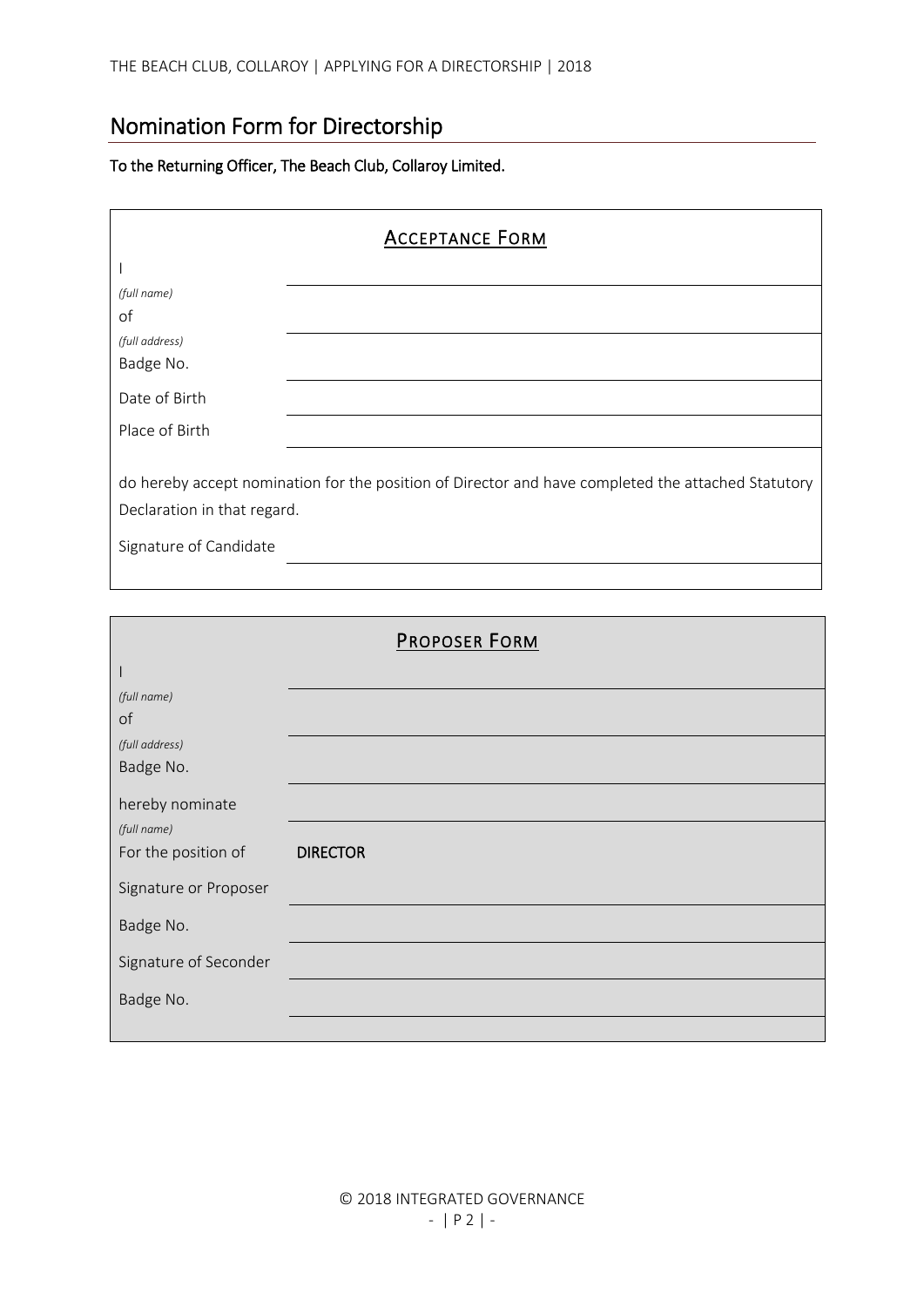## Nomination Form for Directorship

**To the Returning Officer, The Beach Club, Collaroy Limited.**

### <u>ACCEPTANCE FORM</u>

| | |
|---|---|
| I *(full name)* | |
| of *(full address)* | |
| Badge No. | |
| Date of Birth | |
| Place of Birth | |

do hereby accept nomination for the position of Director and have completed the attached Statutory Declaration in that regard.

| | |
|---|---|
| Signature of Candidate | |

### <u>PROPOSER FORM</u>

| | |
|---|---|
| I *(full name)* | |
| of *(full address)* | |
| Badge No. | |
| hereby nominate *(full name)* | |
| For the position of | **DIRECTOR** |
| Signature or Proposer | |
| Badge No. | |
| Signature of Seconder | |
| Badge No. | |

© 2018 INTEGRATED GOVERNANCE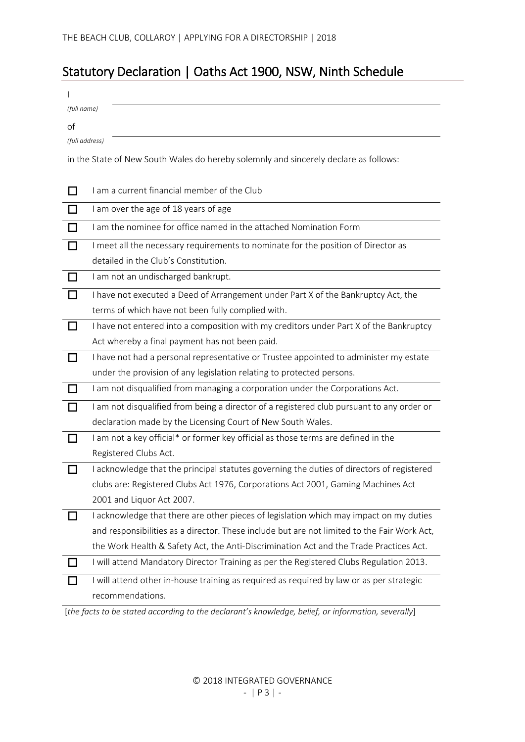## Statutory Declaration | Oaths Act 1900, NSW, Ninth Schedule

I
*(full name)* \_\_\_\_\_\_\_\_\_\_\_\_\_\_\_\_\_\_\_\_\_\_\_\_\_\_\_\_\_\_\_\_\_\_\_\_\_\_\_\_

of
*(full address)* \_\_\_\_\_\_\_\_\_\_\_\_\_\_\_\_\_\_\_\_\_\_\_\_\_\_\_\_\_\_\_\_\_\_\_\_\_\_\_\_

in the State of New South Wales do hereby solemnly and sincerely declare as follows:

- ☐ I am a current financial member of the Club
- ☐ I am over the age of 18 years of age
- ☐ I am the nominee for office named in the attached Nomination Form
- ☐ I meet all the necessary requirements to nominate for the position of Director as detailed in the Club's Constitution.
- ☐ I am not an undischarged bankrupt.
- ☐ I have not executed a Deed of Arrangement under Part X of the Bankruptcy Act, the terms of which have not been fully complied with.
- ☐ I have not entered into a composition with my creditors under Part X of the Bankruptcy Act whereby a final payment has not been paid.
- ☐ I have not had a personal representative or Trustee appointed to administer my estate under the provision of any legislation relating to protected persons.
- ☐ I am not disqualified from managing a corporation under the Corporations Act.
- ☐ I am not disqualified from being a director of a registered club pursuant to any order or declaration made by the Licensing Court of New South Wales.
- ☐ I am not a key official* or former key official as those terms are defined in the Registered Clubs Act.
- ☐ I acknowledge that the principal statutes governing the duties of directors of registered clubs are: Registered Clubs Act 1976, Corporations Act 2001, Gaming Machines Act 2001 and Liquor Act 2007.
- ☐ I acknowledge that there are other pieces of legislation which may impact on my duties and responsibilities as a director. These include but are not limited to the Fair Work Act, the Work Health & Safety Act, the Anti-Discrimination Act and the Trade Practices Act.
- ☐ I will attend Mandatory Director Training as per the Registered Clubs Regulation 2013.
- ☐ I will attend other in-house training as required as required by law or as per strategic recommendations.

[*the facts to be stated according to the declarant's knowledge, belief, or information, severally*]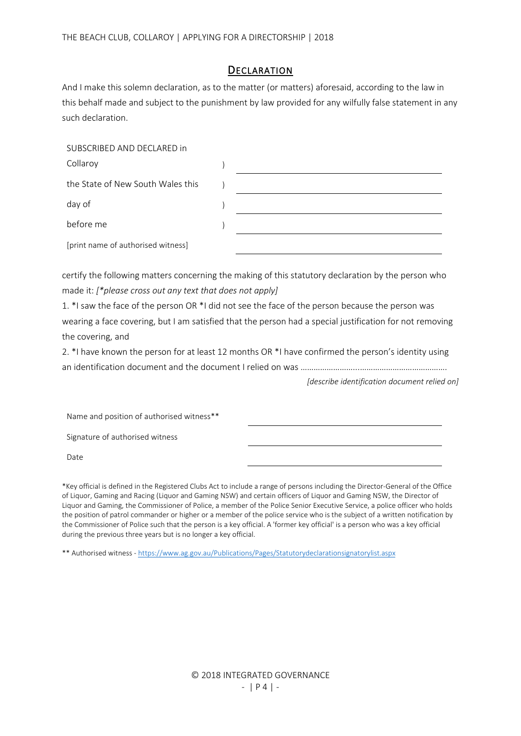## Declaration

And I make this solemn declaration, as to the matter (or matters) aforesaid, according to the law in this behalf made and subject to the punishment by law provided for any wilfully false statement in any such declaration.

| SUBSCRIBED AND DECLARED in | | |
|---|---|---|
| Collaroy | ) | ______________________________ |
| the State of New South Wales this | ) | ______________________________ |
| day of | ) | ______________________________ |
| before me | ) | ______________________________ |
| [print name of authorised witness] | | ______________________________ |

certify the following matters concerning the making of this statutory declaration by the person who made it: *[*please cross out any text that does not apply]*

1. *I saw the face of the person OR *I did not see the face of the person because the person was wearing a face covering, but I am satisfied that the person had a special justification for not removing the covering, and

2. *I have known the person for at least 12 months OR *I have confirmed the person's identity using an identification document and the document I relied on was ………………………………………………………………

*[describe identification document relied on]*

| | |
|---|---|
| Name and position of authorised witness** | ______________________________ |
| Signature of authorised witness | ______________________________ |
| Date | ______________________________ |

*Key official is defined in the Registered Clubs Act to include a range of persons including the Director-General of the Office of Liquor, Gaming and Racing (Liquor and Gaming NSW) and certain officers of Liquor and Gaming NSW, the Director of Liquor and Gaming, the Commissioner of Police, a member of the Police Senior Executive Service, a police officer who holds the position of patrol commander or higher or a member of the police service who is the subject of a written notification by the Commissioner of Police such that the person is a key official. A 'former key official' is a person who was a key official during the previous three years but is no longer a key official.

** Authorised witness - https://www.ag.gov.au/Publications/Pages/Statutorydeclarationsignatorylist.aspx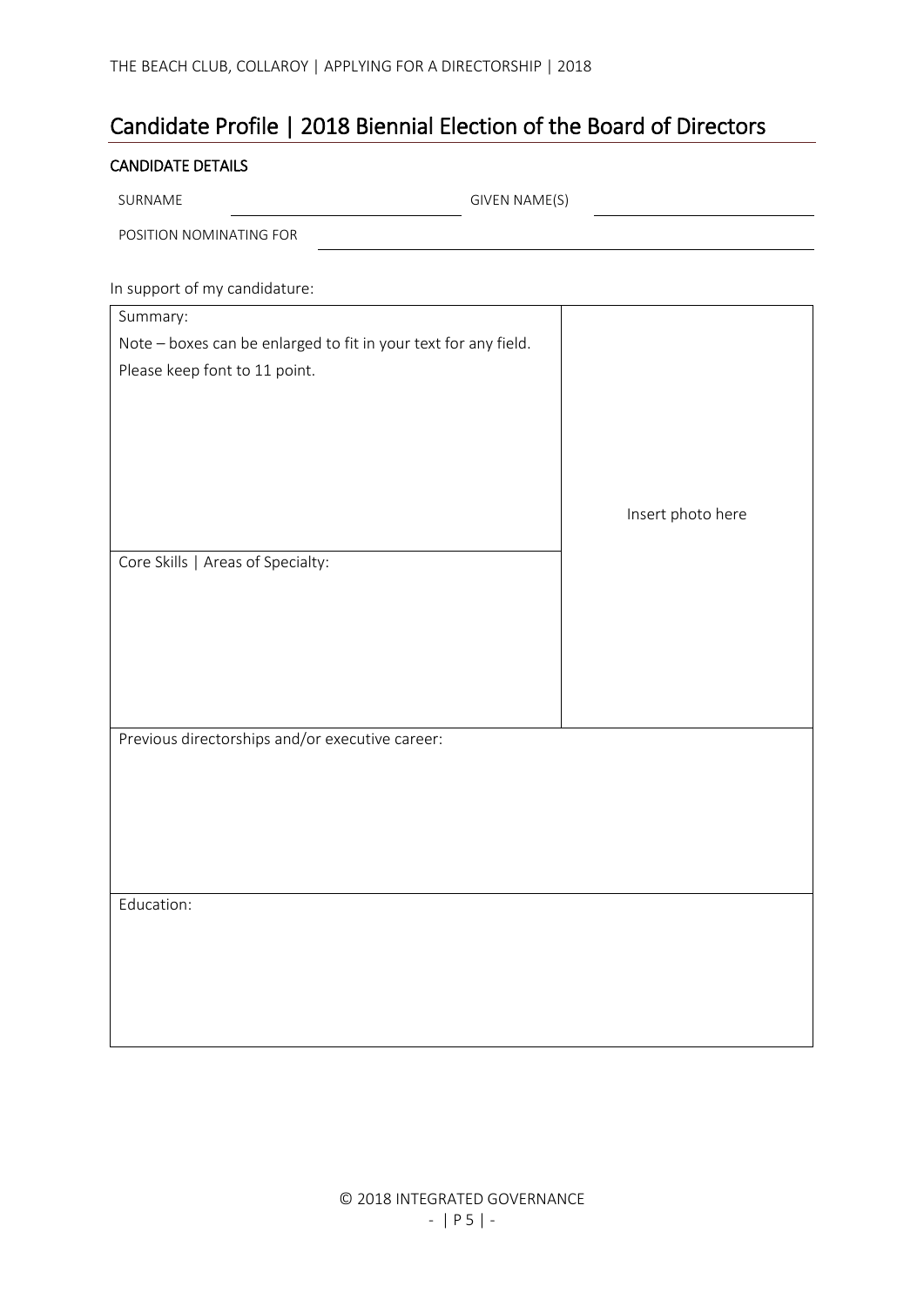# Candidate Profile | 2018 Biennial Election of the Board of Directors

**CANDIDATE DETAILS**

SURNAME ______________________ GIVEN NAME(S) ______________________

POSITION NOMINATING FOR ______________________________________________

In support of my candidature:

| | |
|---|---|
| Summary:<br>Note – boxes can be enlarged to fit in your text for any field.<br>Please keep font to 11 point. | Insert photo here |
| Core Skills \| Areas of Specialty: | |
| Previous directorships and/or executive career: | |
| Education: | |